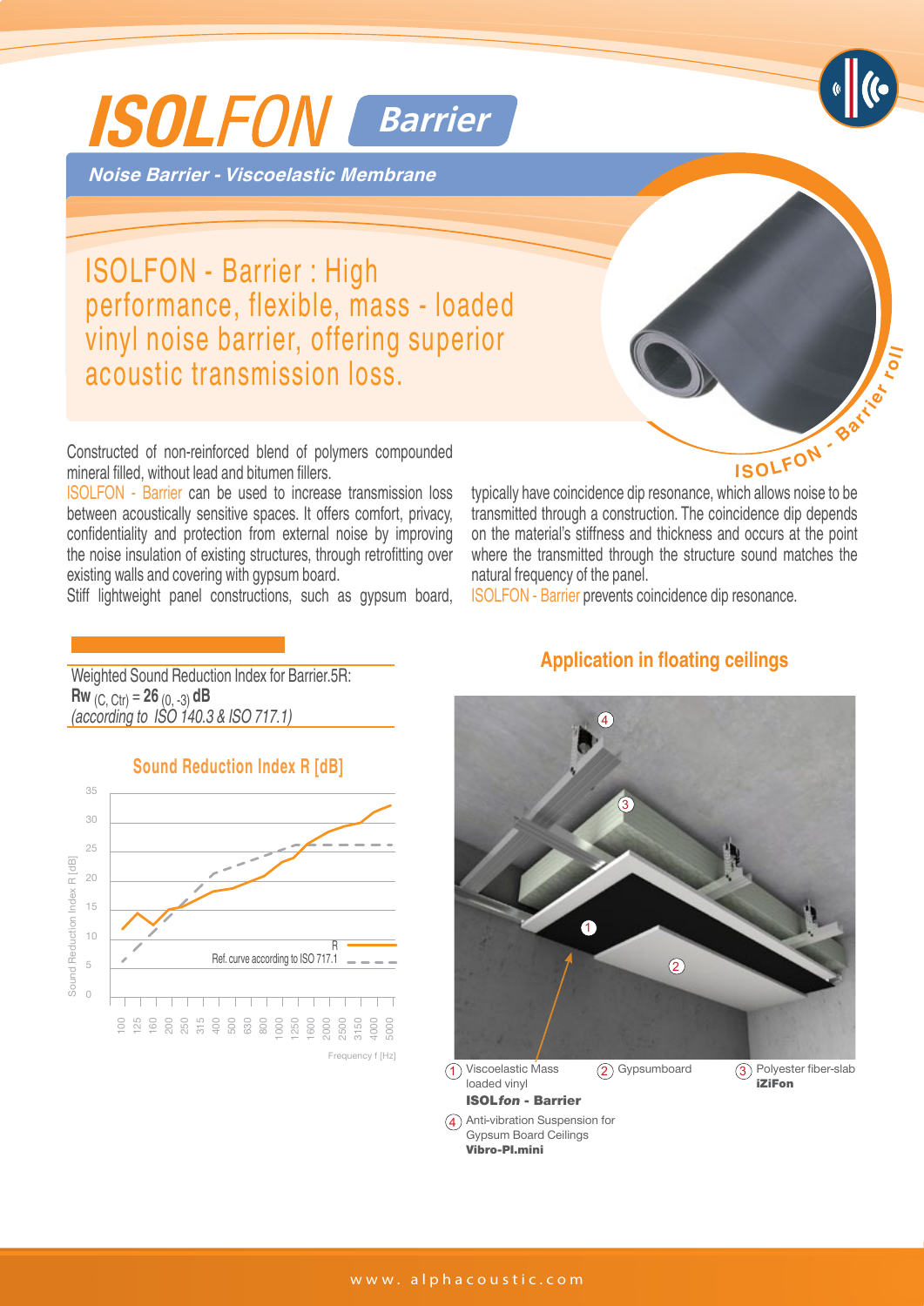# ISOLFON Barrier

***Noise Barrier - Viscoelastic Membrane***

## ISOLFON - Barrier : High performance, flexible, mass - loaded vinyl noise barrier, offering superior acoustic transmission loss.

ISOLFON - Barrier roll

Constructed of non-reinforced blend of polymers compounded mineral filled, without lead and bitumen fillers.

ISOLFON - Barrier can be used to increase transmission loss between acoustically sensitive spaces. It offers comfort, privacy, confidentiality and protection from external noise by improving the noise insulation of existing structures, through retrofitting over existing walls and covering with gypsum board.

Stiff lightweight panel constructions, such as gypsum board, typically have coincidence dip resonance, which allows noise to be transmitted through a construction. The coincidence dip depends on the material's stiffness and thickness and occurs at the point where the transmitted through the structure sound matches the natural frequency of the panel.

ISOLFON - Barrier prevents coincidence dip resonance.

Weighted Sound Reduction Index for Barrier.5R:
**Rw** $_{(C, Ctr)}$ = **26** $_{(0, -3)}$ **dB**
*(according to ISO 140.3 & ISO 717.1)*

### Sound Reduction Index R [dB]

Sound Reduction Index R [dB] vs. Frequency f [Hz] (100–5000 Hz); curves: R; Ref. curve according to ISO 717.1

### Application in floating ceilings

1. Viscoelastic Mass loaded vinyl **ISOL*fon* - Barrier**
2. Gypsumboard
3. Polyester fiber-slab **iZiFon**
4. Anti-vibration Suspension for Gypsum Board Ceilings **Vibro-PI.mini**

www.alphacoustic.com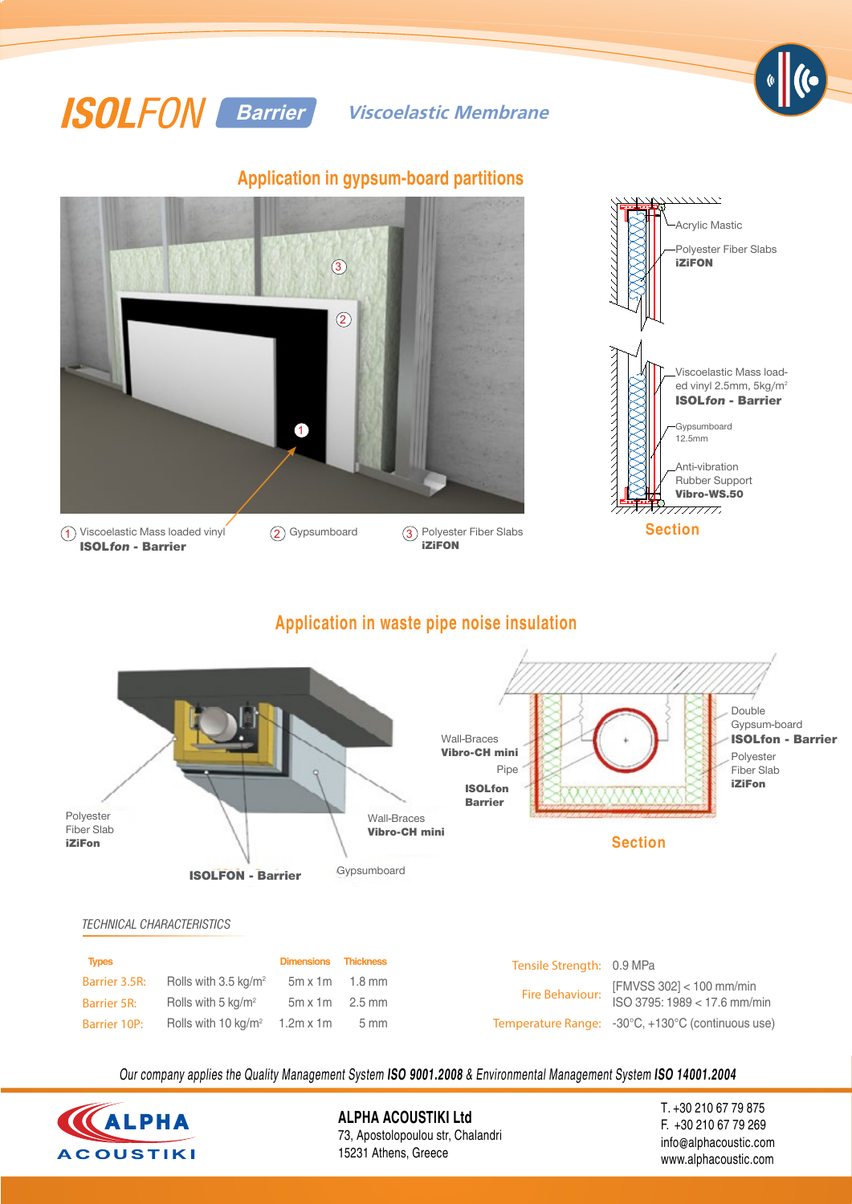# ISOLFON Barrier *Viscoelastic Membrane*

## Application in gypsum-board partitions

1 Viscoelastic Mass loaded vinyl **ISOL*fon* - Barrier**

2 Gypsumboard

3 Polyester Fiber Slabs **iZiFON**

Acrylic Mastic

Polyester Fiber Slabs **iZiFON**

Viscoelastic Mass loaded vinyl 2.5mm, 5kg/m²
**ISOL*fon* - Barrier**

Gypsumboard 12.5mm

Anti-vibration Rubber Support **Vibro-WS.50**

**Section**

## Application in waste pipe noise insulation

Polyester Fiber Slab **iZiFon**

**ISOLFON - Barrier**

Gypsumboard

Wall-Braces **Vibro-CH mini**

Wall-Braces **Vibro-CH mini**

Pipe

**ISOLfon Barrier**

Double Gypsum-board

**ISOLfon - Barrier**

Polyester Fiber Slab **iZiFon**

**Section**

*TECHNICAL CHARACTERISTICS*

| Types | | Dimensions | Thickness |
|---|---|---|---|
| Barrier 3.5R: | Rolls with 3.5 kg/m² | 5m x 1m | 1.8 mm |
| Barrier 5R: | Rolls with 5 kg/m² | 5m x 1m | 2.5 mm |
| Barrier 10P: | Rolls with 10 kg/m² | 1.2m x 1m | 5 mm |

| | |
|---|---|
| Tensile Strength: | 0.9 MPa |
| Fire Behaviour: | [FMVSS 302] < 100 mm/min<br>ISO 3795: 1989 < 17.6 mm/min |
| Temperature Range: | -30°C, +130°C (continuous use) |

*Our company applies the Quality Management System* ***ISO 9001.2008*** *& Environmental Management System* ***ISO 14001.2004***

ALPHA ACOUSTIKI

**ALPHA ACOUSTIKI Ltd**
73, Apostolopoulou str, Chalandri
15231 Athens, Greece

T. +30 210 67 79 875
F. +30 210 67 79 269
info@alphacoustic.com
www.alphacoustic.com